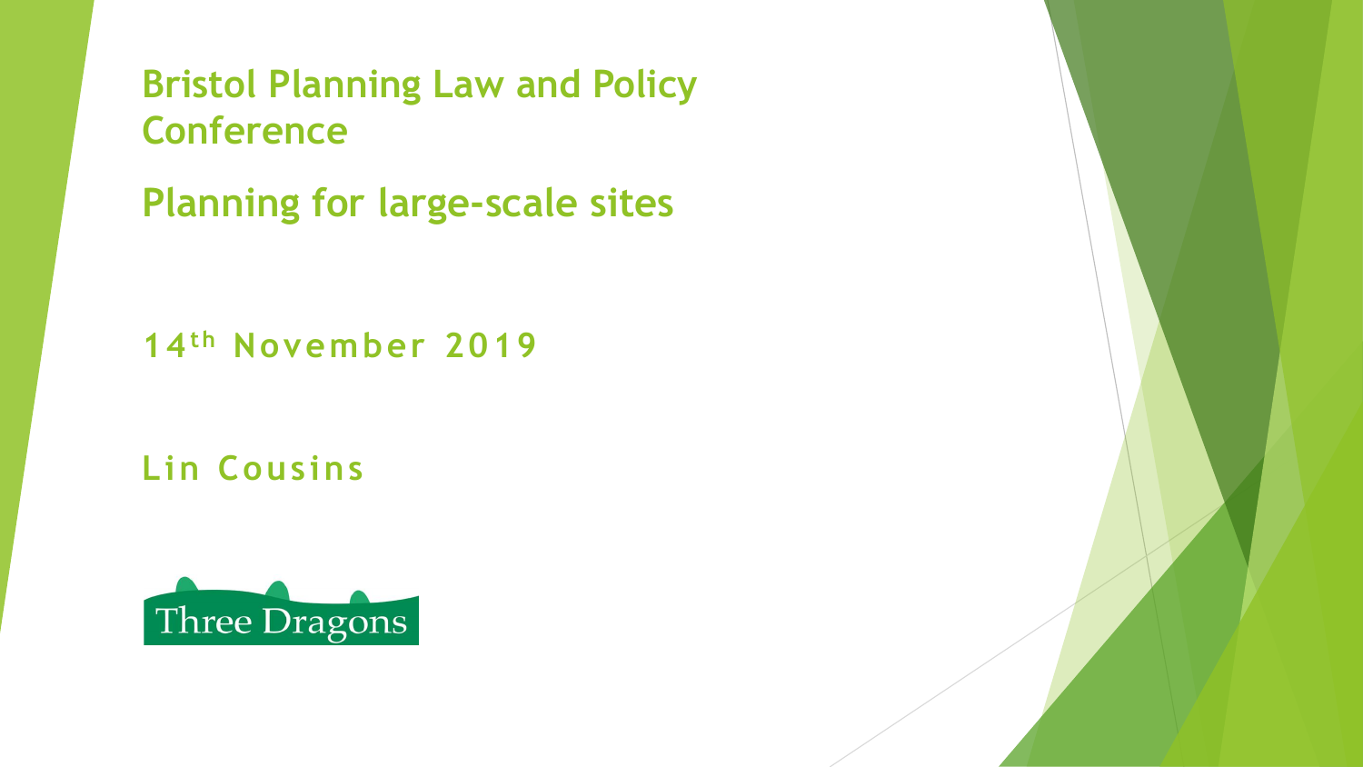# Bristol Planning Law and Policy Conference

## Planning for large-scale sites

14th November 2019

Lin Cousins

Three Dragons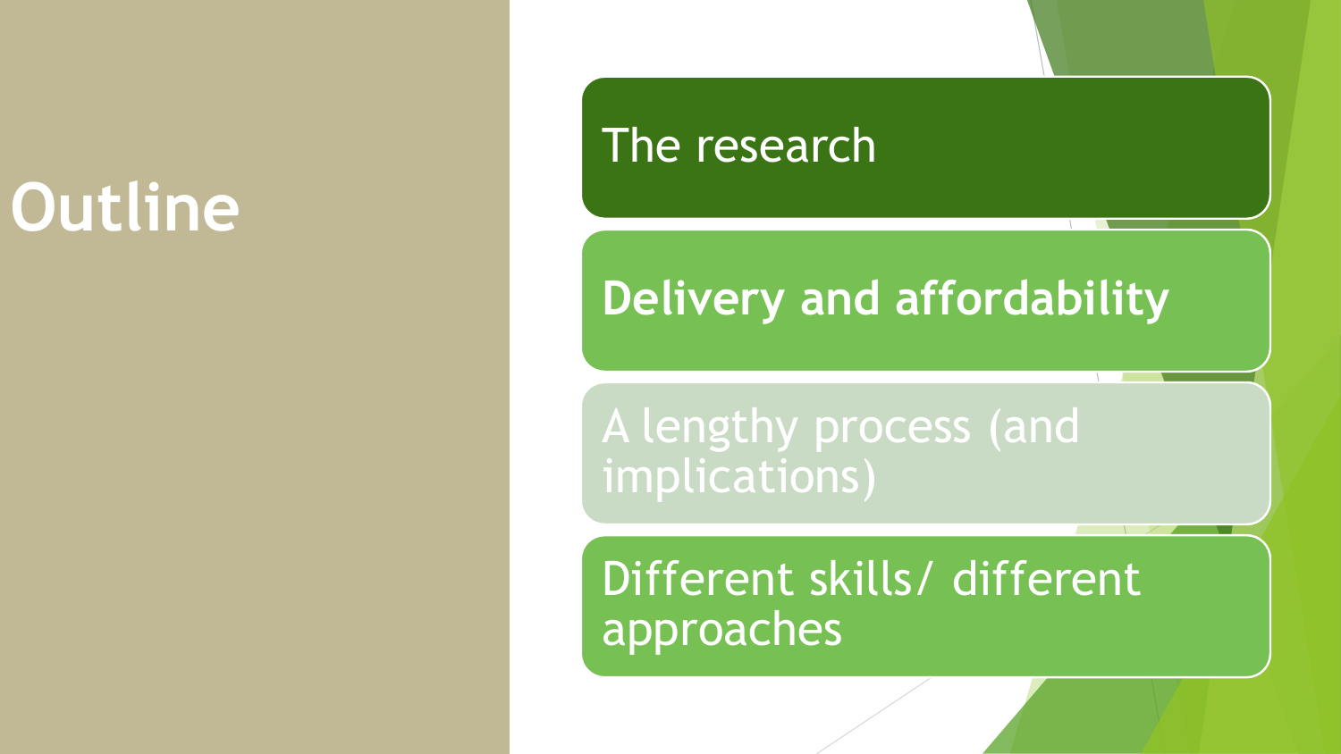# Outline

- The research
- **Delivery and affordability**
- A lengthy process (and implications)
- Different skills/ different approaches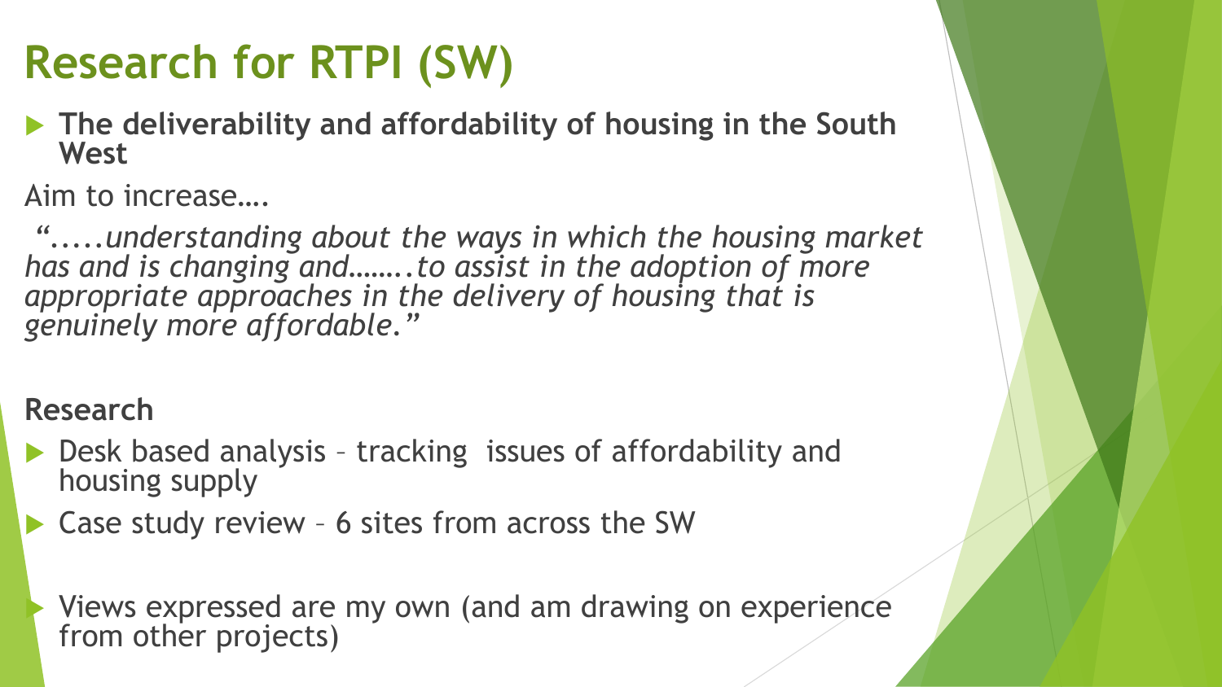# Research for RTPI (SW)

- **The deliverability and affordability of housing in the South West**

Aim to increase….

*“.....understanding about the ways in which the housing market has and is changing and……..to assist in the adoption of more appropriate approaches in the delivery of housing that is genuinely more affordable.”*

**Research**

- Desk based analysis – tracking issues of affordability and housing supply
- Case study review – 6 sites from across the SW

- Views expressed are my own (and am drawing on experience from other projects)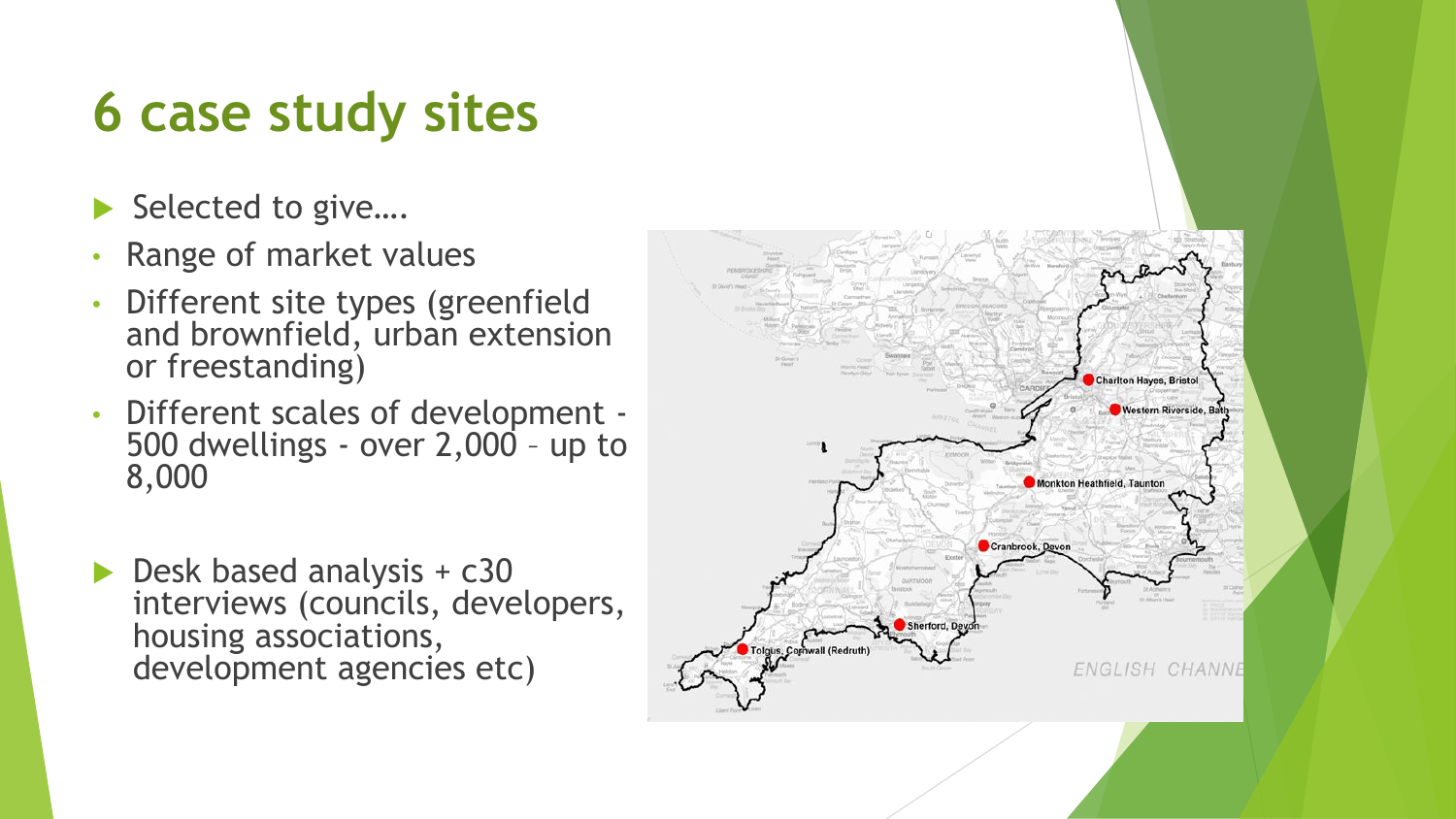# 6 case study sites

- Selected to give….
  - Range of market values
  - Different site types (greenfield and brownfield, urban extension or freestanding)
  - Different scales of development - 500 dwellings - over 2,000 – up to 8,000

- Desk based analysis + c30 interviews (councils, developers, housing associations, development agencies etc)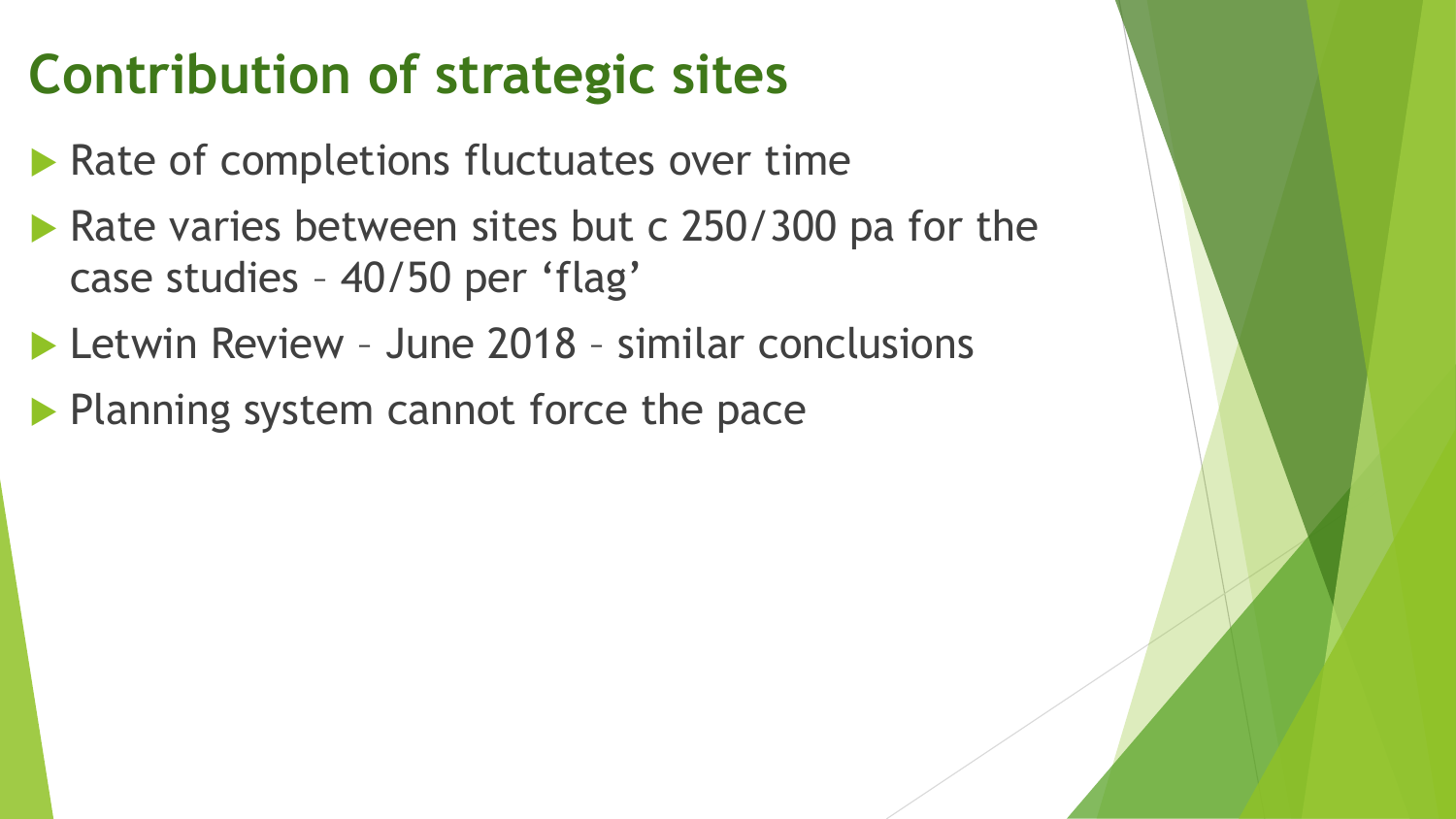# Contribution of strategic sites

- Rate of completions fluctuates over time
- Rate varies between sites but c 250/300 pa for the case studies – 40/50 per 'flag'
- Letwin Review – June 2018 – similar conclusions
- Planning system cannot force the pace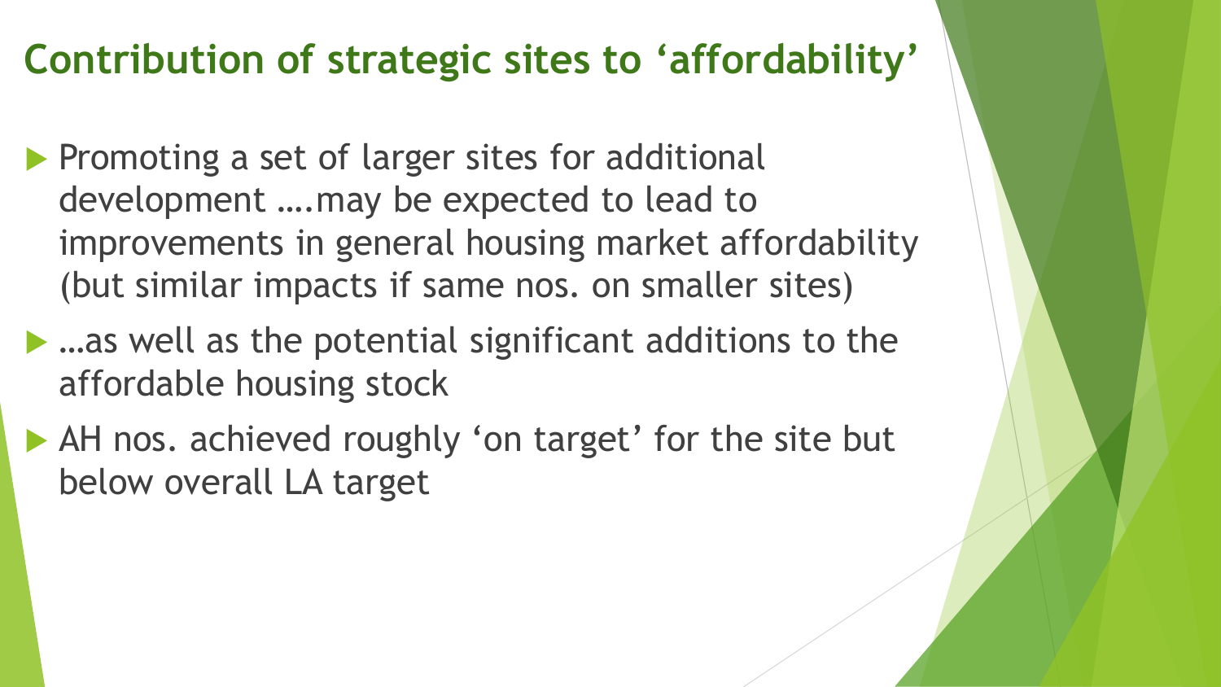## Contribution of strategic sites to 'affordability'

- Promoting a set of larger sites for additional development ….may be expected to lead to improvements in general housing market affordability (but similar impacts if same nos. on smaller sites)
- …as well as the potential significant additions to the affordable housing stock
- AH nos. achieved roughly 'on target' for the site but below overall LA target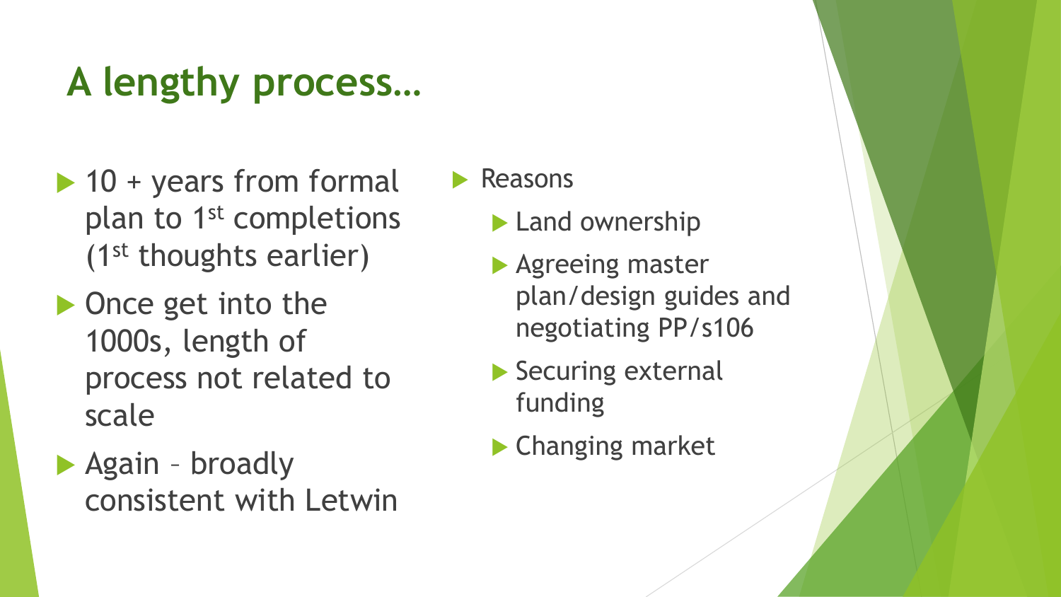# A lengthy process…

- 10 + years from formal plan to 1st completions (1st thoughts earlier)
- Once get into the 1000s, length of process not related to scale
- Again – broadly consistent with Letwin

- Reasons
  - Land ownership
  - Agreeing master plan/design guides and negotiating PP/s106
  - Securing external funding
  - Changing market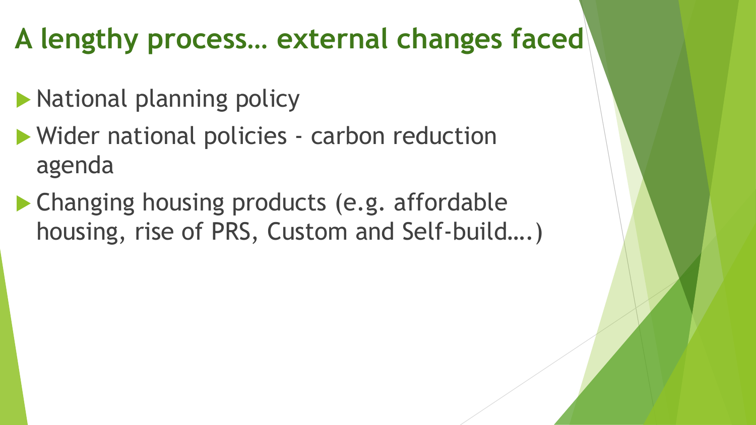# A lengthy process… external changes faced

- National planning policy
- Wider national policies - carbon reduction agenda
- Changing housing products (e.g. affordable housing, rise of PRS, Custom and Self-build….)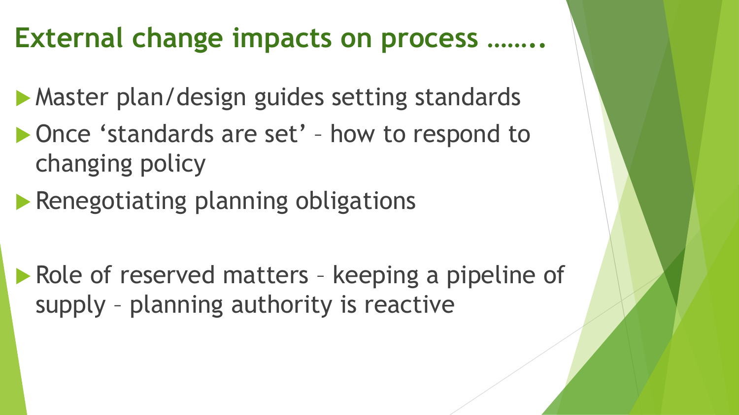# External change impacts on process ……..

- Master plan/design guides setting standards
- Once ‘standards are set’ – how to respond to changing policy
- Renegotiating planning obligations

- Role of reserved matters – keeping a pipeline of supply – planning authority is reactive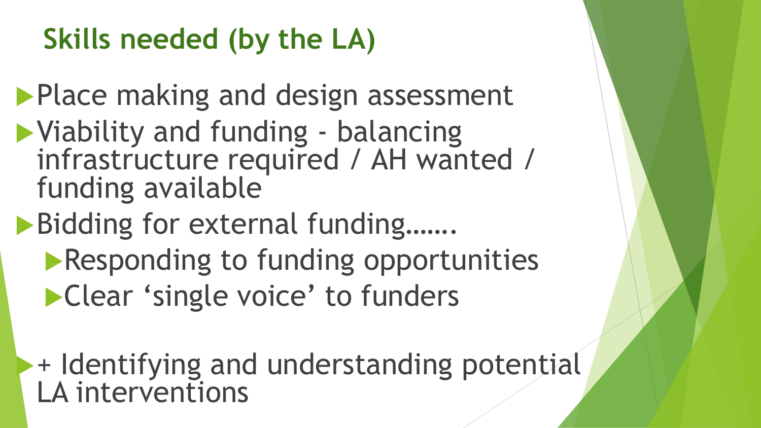## Skills needed (by the LA)

- Place making and design assessment
- Viability and funding - balancing infrastructure required / AH wanted / funding available
- Bidding for external funding…….
  - Responding to funding opportunities
  - Clear ‘single voice’ to funders
- + Identifying and understanding potential LA interventions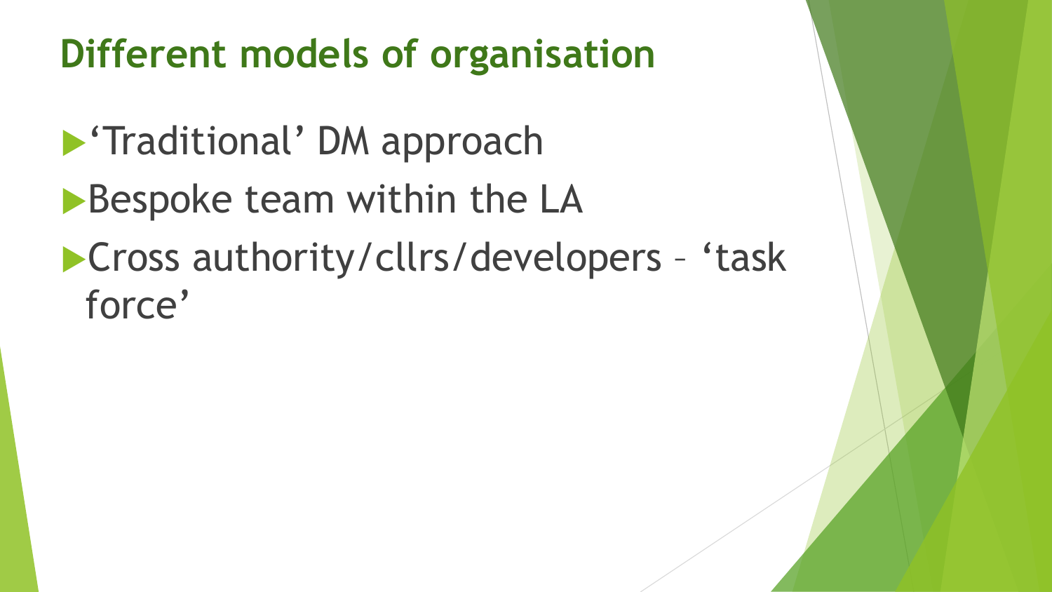## Different models of organisation

- ‘Traditional’ DM approach
- Bespoke team within the LA
- Cross authority/cllrs/developers – ‘task force’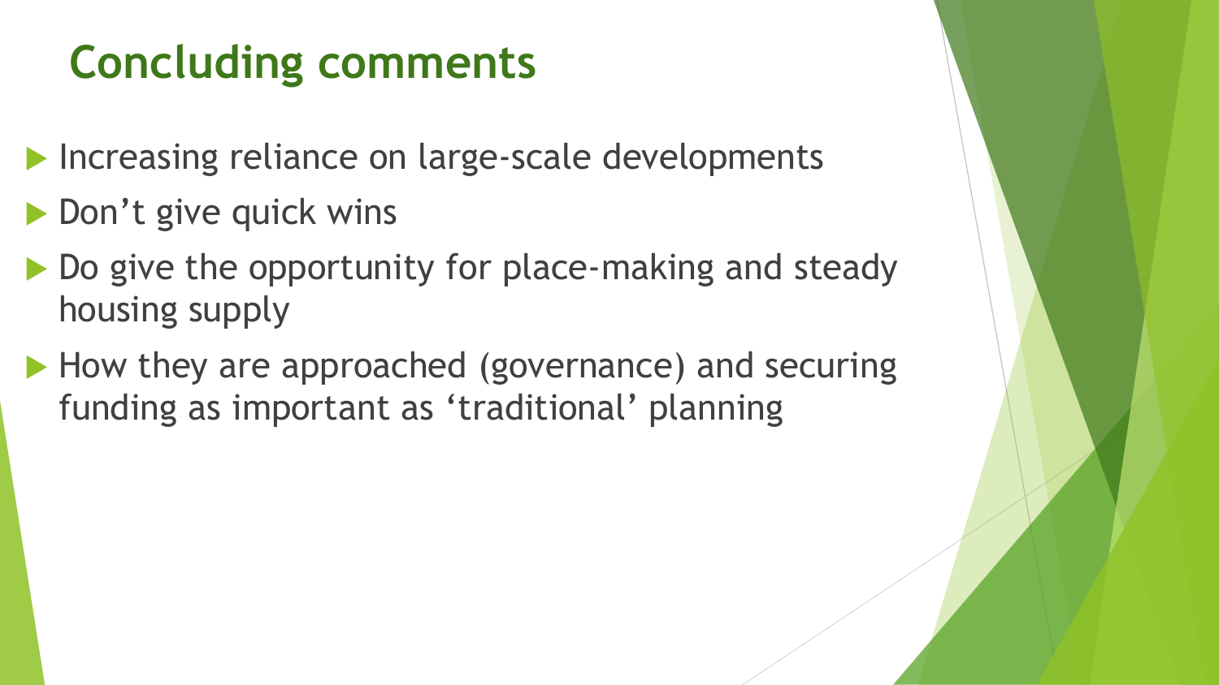# Concluding comments

- Increasing reliance on large-scale developments
- Don't give quick wins
- Do give the opportunity for place-making and steady housing supply
- How they are approached (governance) and securing funding as important as 'traditional' planning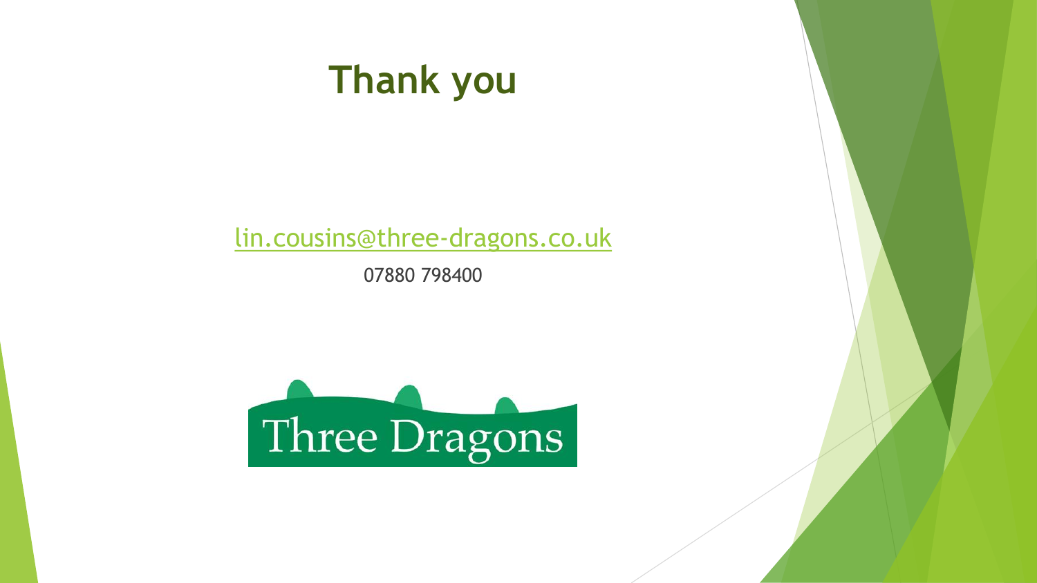# Thank you

lin.cousins@three-dragons.co.uk

07880 798400

Three Dragons